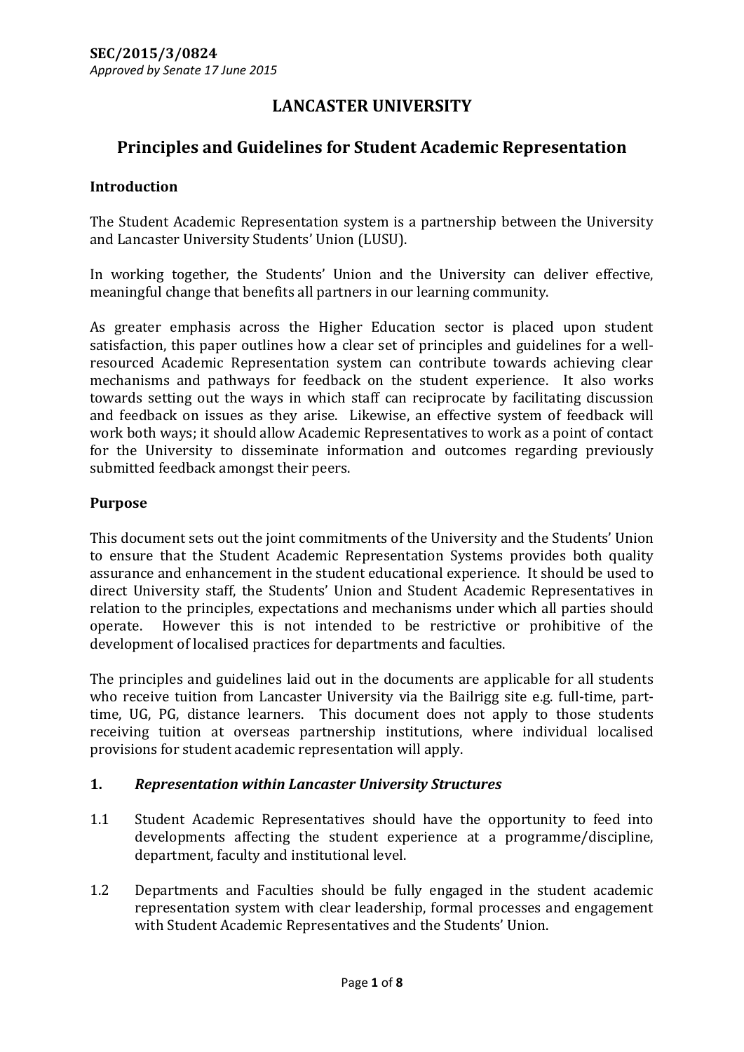**SEC/2015/3/0824**
*Approved by Senate 17 June 2015*

# LANCASTER UNIVERSITY

## Principles and Guidelines for Student Academic Representation

### Introduction

The Student Academic Representation system is a partnership between the University and Lancaster University Students' Union (LUSU).

In working together, the Students' Union and the University can deliver effective, meaningful change that benefits all partners in our learning community.

As greater emphasis across the Higher Education sector is placed upon student satisfaction, this paper outlines how a clear set of principles and guidelines for a well-resourced Academic Representation system can contribute towards achieving clear mechanisms and pathways for feedback on the student experience. It also works towards setting out the ways in which staff can reciprocate by facilitating discussion and feedback on issues as they arise. Likewise, an effective system of feedback will work both ways; it should allow Academic Representatives to work as a point of contact for the University to disseminate information and outcomes regarding previously submitted feedback amongst their peers.

### Purpose

This document sets out the joint commitments of the University and the Students' Union to ensure that the Student Academic Representation Systems provides both quality assurance and enhancement in the student educational experience. It should be used to direct University staff, the Students' Union and Student Academic Representatives in relation to the principles, expectations and mechanisms under which all parties should operate. However this is not intended to be restrictive or prohibitive of the development of localised practices for departments and faculties.

The principles and guidelines laid out in the documents are applicable for all students who receive tuition from Lancaster University via the Bailrigg site e.g. full-time, part-time, UG, PG, distance learners. This document does not apply to those students receiving tuition at overseas partnership institutions, where individual localised provisions for student academic representation will apply.

### 1. *Representation within Lancaster University Structures*

1.1 Student Academic Representatives should have the opportunity to feed into developments affecting the student experience at a programme/discipline, department, faculty and institutional level.

1.2 Departments and Faculties should be fully engaged in the student academic representation system with clear leadership, formal processes and engagement with Student Academic Representatives and the Students' Union.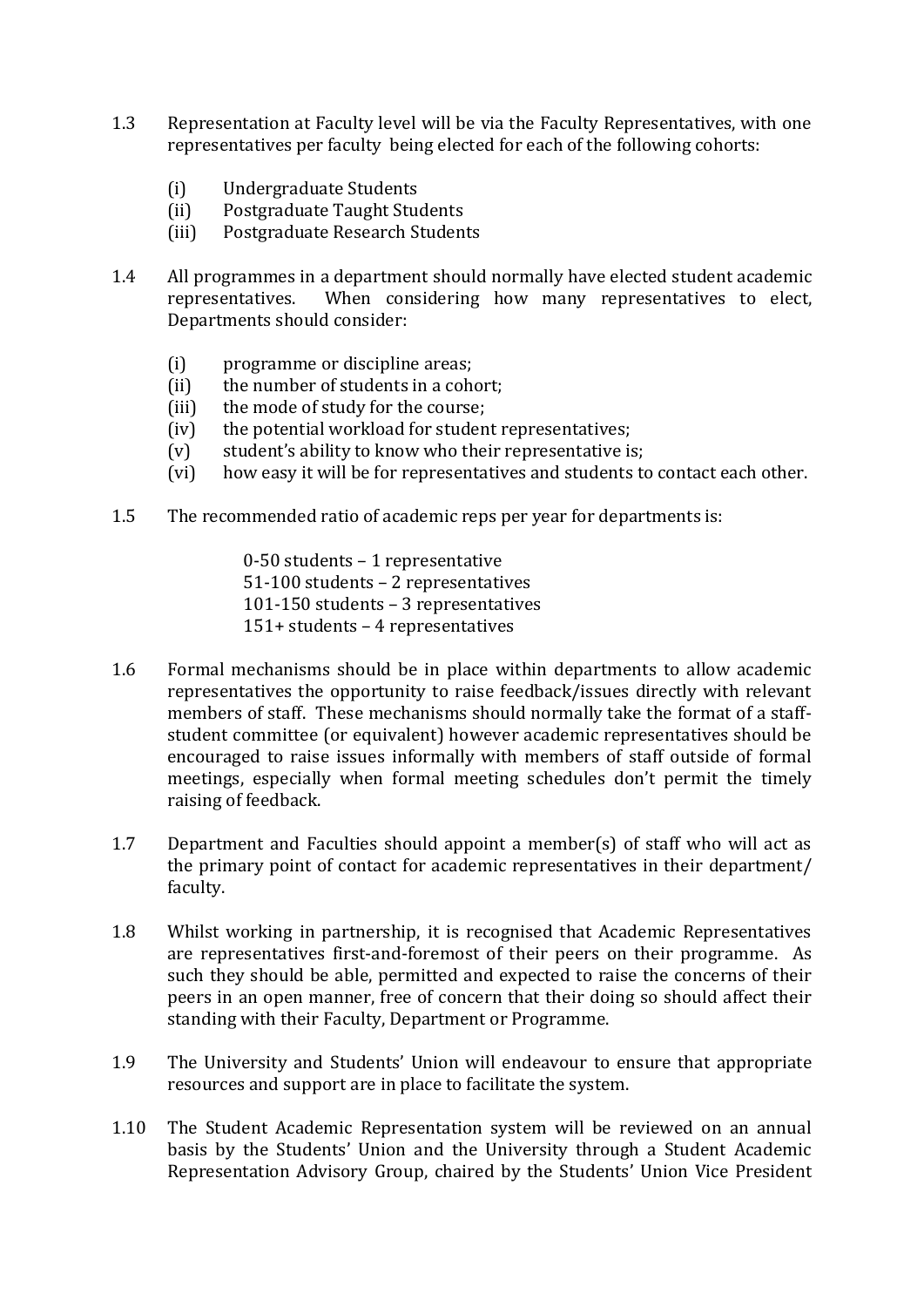1.3 Representation at Faculty level will be via the Faculty Representatives, with one representatives per faculty being elected for each of the following cohorts:

(i) Undergraduate Students
(ii) Postgraduate Taught Students
(iii) Postgraduate Research Students

1.4 All programmes in a department should normally have elected student academic representatives. When considering how many representatives to elect, Departments should consider:

(i) programme or discipline areas;
(ii) the number of students in a cohort;
(iii) the mode of study for the course;
(iv) the potential workload for student representatives;
(v) student's ability to know who their representative is;
(vi) how easy it will be for representatives and students to contact each other.

1.5 The recommended ratio of academic reps per year for departments is:

0-50 students – 1 representative
51-100 students – 2 representatives
101-150 students – 3 representatives
151+ students – 4 representatives

1.6 Formal mechanisms should be in place within departments to allow academic representatives the opportunity to raise feedback/issues directly with relevant members of staff. These mechanisms should normally take the format of a staff-student committee (or equivalent) however academic representatives should be encouraged to raise issues informally with members of staff outside of formal meetings, especially when formal meeting schedules don't permit the timely raising of feedback.

1.7 Department and Faculties should appoint a member(s) of staff who will act as the primary point of contact for academic representatives in their department/ faculty.

1.8 Whilst working in partnership, it is recognised that Academic Representatives are representatives first-and-foremost of their peers on their programme. As such they should be able, permitted and expected to raise the concerns of their peers in an open manner, free of concern that their doing so should affect their standing with their Faculty, Department or Programme.

1.9 The University and Students' Union will endeavour to ensure that appropriate resources and support are in place to facilitate the system.

1.10 The Student Academic Representation system will be reviewed on an annual basis by the Students' Union and the University through a Student Academic Representation Advisory Group, chaired by the Students' Union Vice President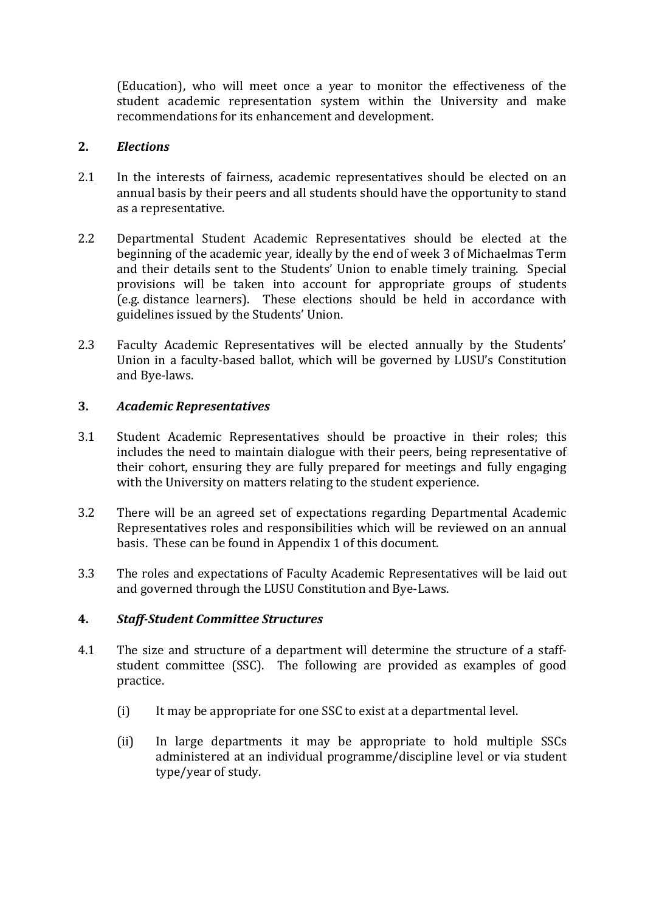(Education), who will meet once a year to monitor the effectiveness of the student academic representation system within the University and make recommendations for its enhancement and development.

## 2. *Elections*

2.1 In the interests of fairness, academic representatives should be elected on an annual basis by their peers and all students should have the opportunity to stand as a representative.

2.2 Departmental Student Academic Representatives should be elected at the beginning of the academic year, ideally by the end of week 3 of Michaelmas Term and their details sent to the Students' Union to enable timely training. Special provisions will be taken into account for appropriate groups of students (e.g. distance learners). These elections should be held in accordance with guidelines issued by the Students' Union.

2.3 Faculty Academic Representatives will be elected annually by the Students' Union in a faculty-based ballot, which will be governed by LUSU's Constitution and Bye-laws.

## 3. *Academic Representatives*

3.1 Student Academic Representatives should be proactive in their roles; this includes the need to maintain dialogue with their peers, being representative of their cohort, ensuring they are fully prepared for meetings and fully engaging with the University on matters relating to the student experience.

3.2 There will be an agreed set of expectations regarding Departmental Academic Representatives roles and responsibilities which will be reviewed on an annual basis. These can be found in Appendix 1 of this document.

3.3 The roles and expectations of Faculty Academic Representatives will be laid out and governed through the LUSU Constitution and Bye-Laws.

## 4. *Staff-Student Committee Structures*

4.1 The size and structure of a department will determine the structure of a staff-student committee (SSC). The following are provided as examples of good practice.

(i) It may be appropriate for one SSC to exist at a departmental level.

(ii) In large departments it may be appropriate to hold multiple SSCs administered at an individual programme/discipline level or via student type/year of study.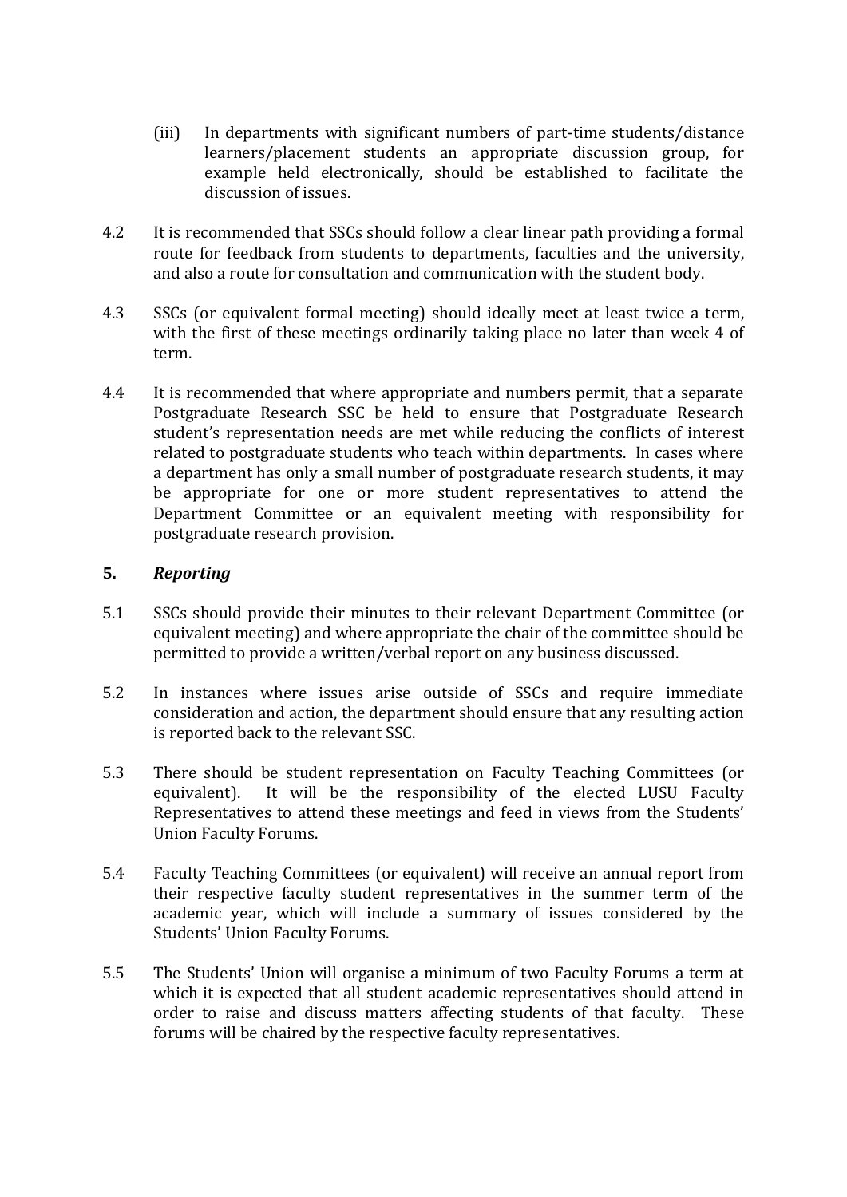(iii) In departments with significant numbers of part-time students/distance learners/placement students an appropriate discussion group, for example held electronically, should be established to facilitate the discussion of issues.

4.2 It is recommended that SSCs should follow a clear linear path providing a formal route for feedback from students to departments, faculties and the university, and also a route for consultation and communication with the student body.

4.3 SSCs (or equivalent formal meeting) should ideally meet at least twice a term, with the first of these meetings ordinarily taking place no later than week 4 of term.

4.4 It is recommended that where appropriate and numbers permit, that a separate Postgraduate Research SSC be held to ensure that Postgraduate Research student's representation needs are met while reducing the conflicts of interest related to postgraduate students who teach within departments. In cases where a department has only a small number of postgraduate research students, it may be appropriate for one or more student representatives to attend the Department Committee or an equivalent meeting with responsibility for postgraduate research provision.

## 5. *Reporting*

5.1 SSCs should provide their minutes to their relevant Department Committee (or equivalent meeting) and where appropriate the chair of the committee should be permitted to provide a written/verbal report on any business discussed.

5.2 In instances where issues arise outside of SSCs and require immediate consideration and action, the department should ensure that any resulting action is reported back to the relevant SSC.

5.3 There should be student representation on Faculty Teaching Committees (or equivalent). It will be the responsibility of the elected LUSU Faculty Representatives to attend these meetings and feed in views from the Students' Union Faculty Forums.

5.4 Faculty Teaching Committees (or equivalent) will receive an annual report from their respective faculty student representatives in the summer term of the academic year, which will include a summary of issues considered by the Students' Union Faculty Forums.

5.5 The Students' Union will organise a minimum of two Faculty Forums a term at which it is expected that all student academic representatives should attend in order to raise and discuss matters affecting students of that faculty. These forums will be chaired by the respective faculty representatives.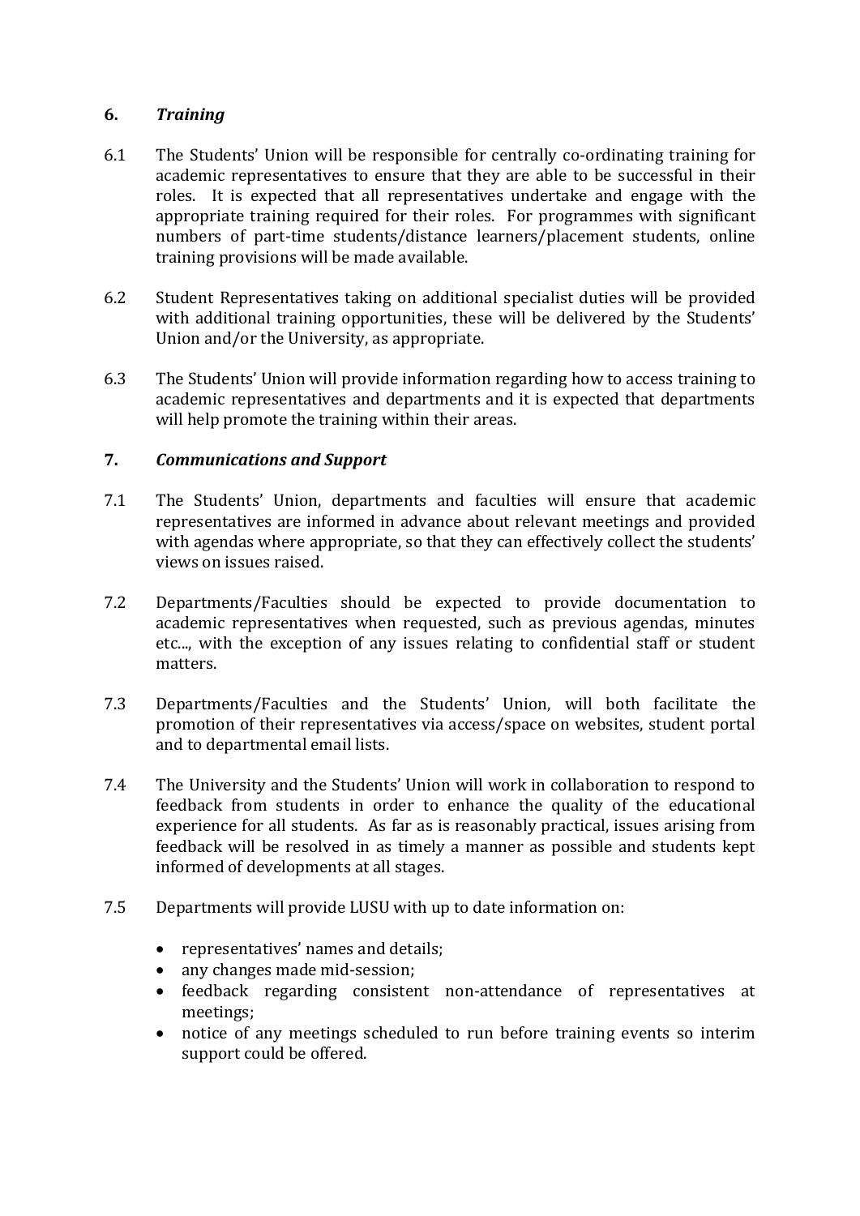## 6. *Training*

6.1 The Students' Union will be responsible for centrally co-ordinating training for academic representatives to ensure that they are able to be successful in their roles. It is expected that all representatives undertake and engage with the appropriate training required for their roles. For programmes with significant numbers of part-time students/distance learners/placement students, online training provisions will be made available.

6.2 Student Representatives taking on additional specialist duties will be provided with additional training opportunities, these will be delivered by the Students' Union and/or the University, as appropriate.

6.3 The Students' Union will provide information regarding how to access training to academic representatives and departments and it is expected that departments will help promote the training within their areas.

## 7. *Communications and Support*

7.1 The Students' Union, departments and faculties will ensure that academic representatives are informed in advance about relevant meetings and provided with agendas where appropriate, so that they can effectively collect the students' views on issues raised.

7.2 Departments/Faculties should be expected to provide documentation to academic representatives when requested, such as previous agendas, minutes etc..., with the exception of any issues relating to confidential staff or student matters.

7.3 Departments/Faculties and the Students' Union, will both facilitate the promotion of their representatives via access/space on websites, student portal and to departmental email lists.

7.4 The University and the Students' Union will work in collaboration to respond to feedback from students in order to enhance the quality of the educational experience for all students. As far as is reasonably practical, issues arising from feedback will be resolved in as timely a manner as possible and students kept informed of developments at all stages.

7.5 Departments will provide LUSU with up to date information on:

- representatives' names and details;
- any changes made mid-session;
- feedback regarding consistent non-attendance of representatives at meetings;
- notice of any meetings scheduled to run before training events so interim support could be offered.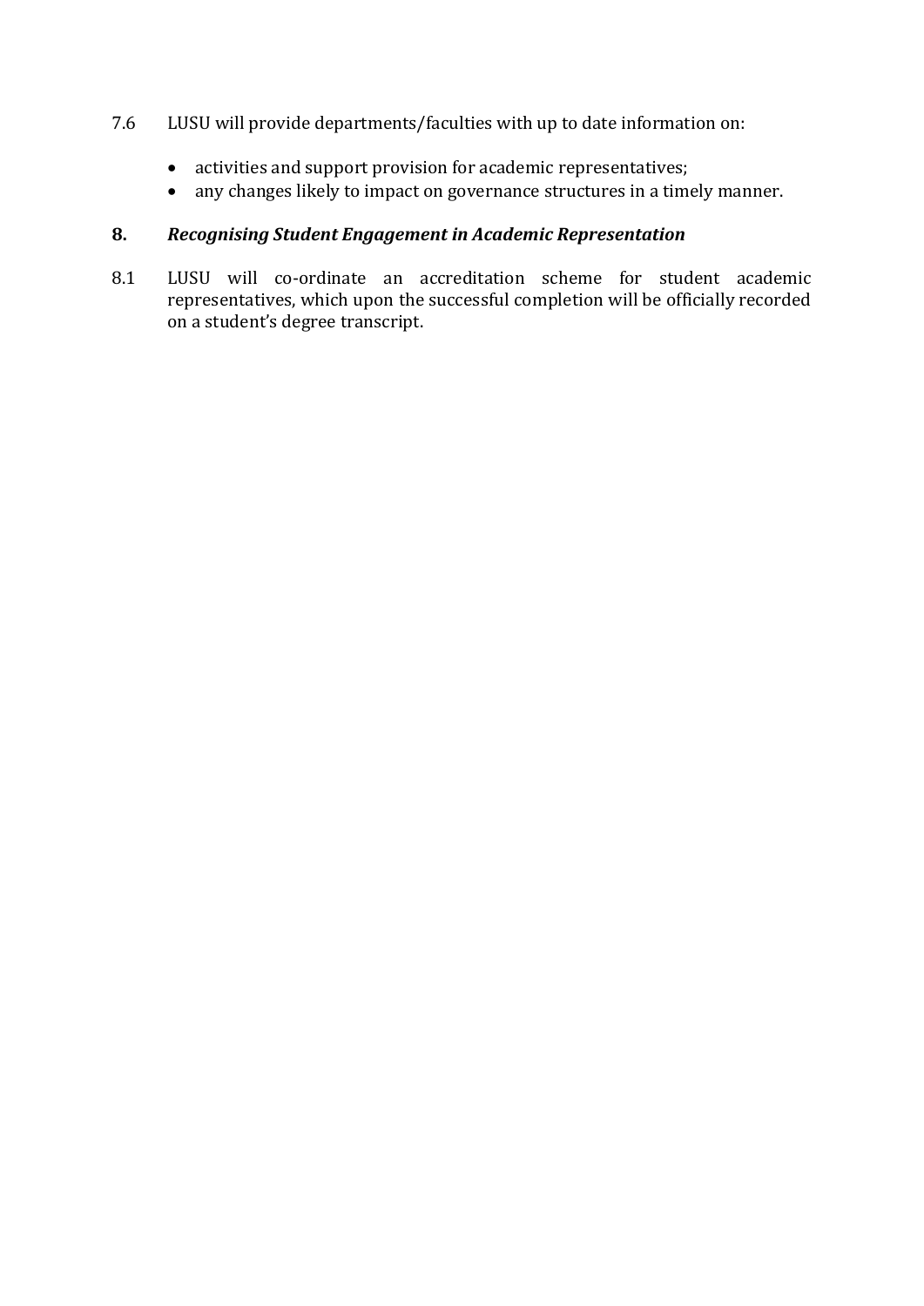7.6 LUSU will provide departments/faculties with up to date information on:

- activities and support provision for academic representatives;
- any changes likely to impact on governance structures in a timely manner.

## 8. *Recognising Student Engagement in Academic Representation*

8.1 LUSU will co-ordinate an accreditation scheme for student academic representatives, which upon the successful completion will be officially recorded on a student's degree transcript.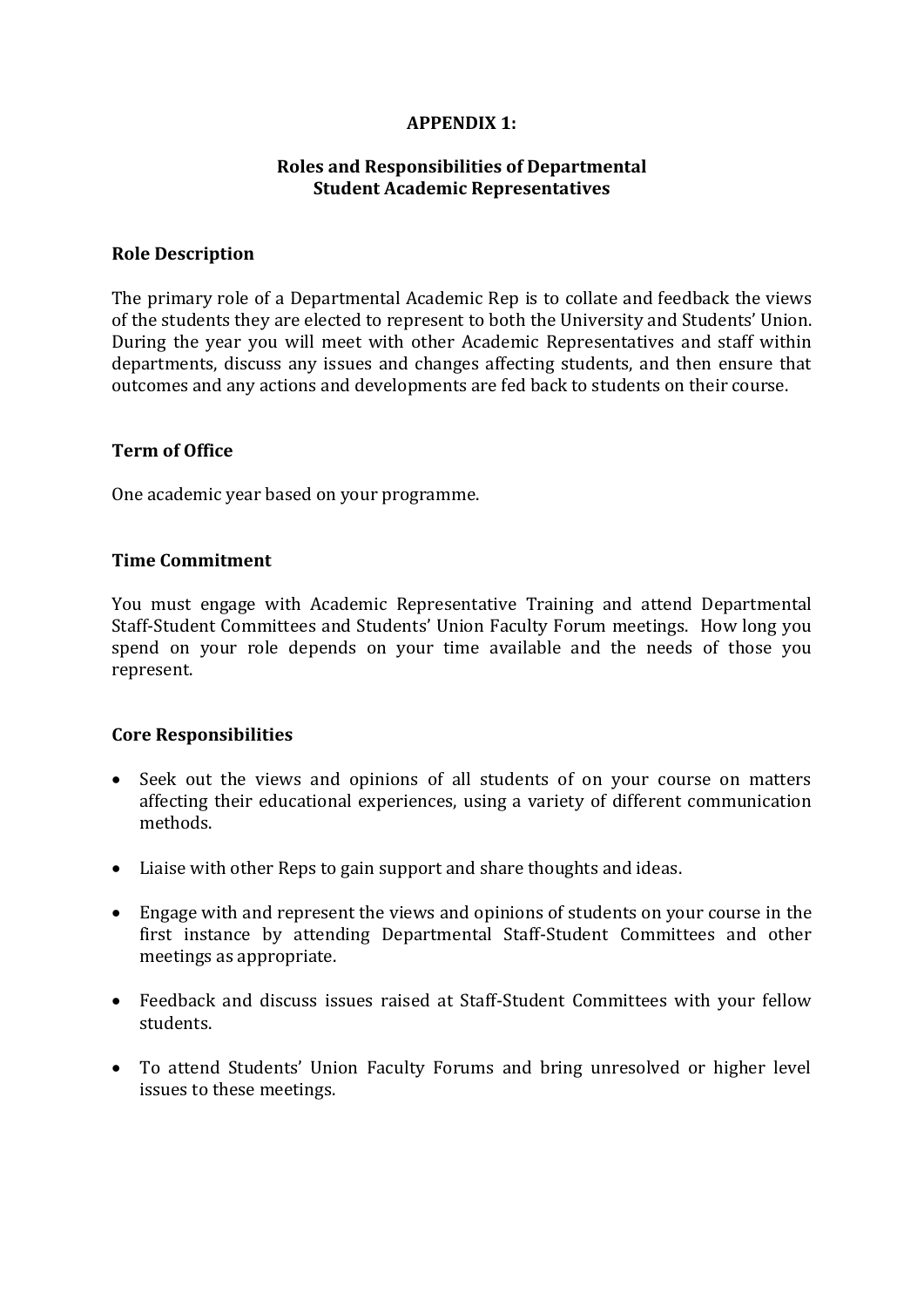**APPENDIX 1:**

**Roles and Responsibilities of Departmental Student Academic Representatives**

**Role Description**

The primary role of a Departmental Academic Rep is to collate and feedback the views of the students they are elected to represent to both the University and Students' Union. During the year you will meet with other Academic Representatives and staff within departments, discuss any issues and changes affecting students, and then ensure that outcomes and any actions and developments are fed back to students on their course.

**Term of Office**

One academic year based on your programme.

**Time Commitment**

You must engage with Academic Representative Training and attend Departmental Staff-Student Committees and Students' Union Faculty Forum meetings. How long you spend on your role depends on your time available and the needs of those you represent.

**Core Responsibilities**

- Seek out the views and opinions of all students of on your course on matters affecting their educational experiences, using a variety of different communication methods.
- Liaise with other Reps to gain support and share thoughts and ideas.
- Engage with and represent the views and opinions of students on your course in the first instance by attending Departmental Staff-Student Committees and other meetings as appropriate.
- Feedback and discuss issues raised at Staff-Student Committees with your fellow students.
- To attend Students' Union Faculty Forums and bring unresolved or higher level issues to these meetings.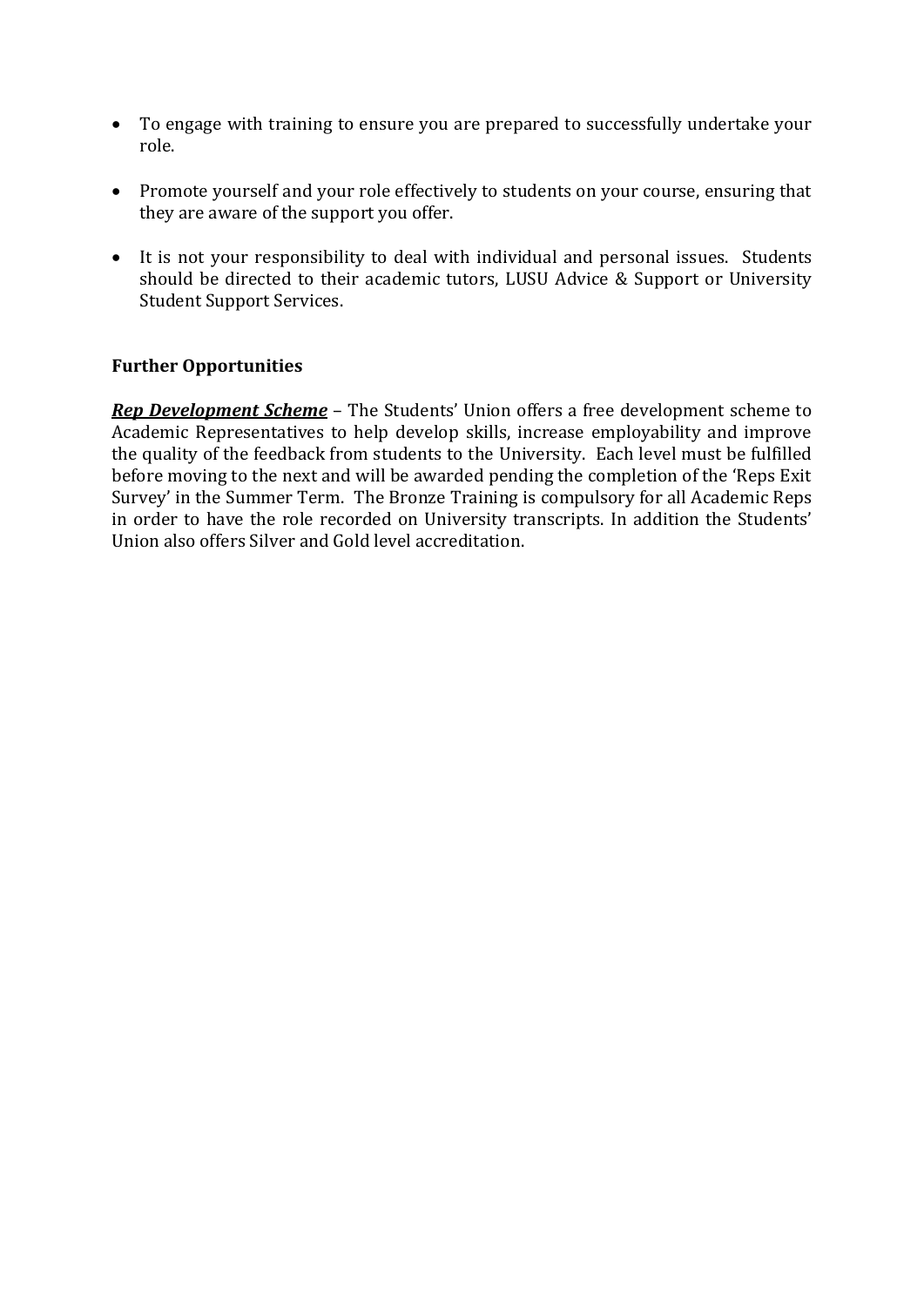- To engage with training to ensure you are prepared to successfully undertake your role.

- Promote yourself and your role effectively to students on your course, ensuring that they are aware of the support you offer.

- It is not your responsibility to deal with individual and personal issues. Students should be directed to their academic tutors, LUSU Advice & Support or University Student Support Services.

**Further Opportunities**

***Rep Development Scheme*** – The Students' Union offers a free development scheme to Academic Representatives to help develop skills, increase employability and improve the quality of the feedback from students to the University. Each level must be fulfilled before moving to the next and will be awarded pending the completion of the 'Reps Exit Survey' in the Summer Term. The Bronze Training is compulsory for all Academic Reps in order to have the role recorded on University transcripts. In addition the Students' Union also offers Silver and Gold level accreditation.